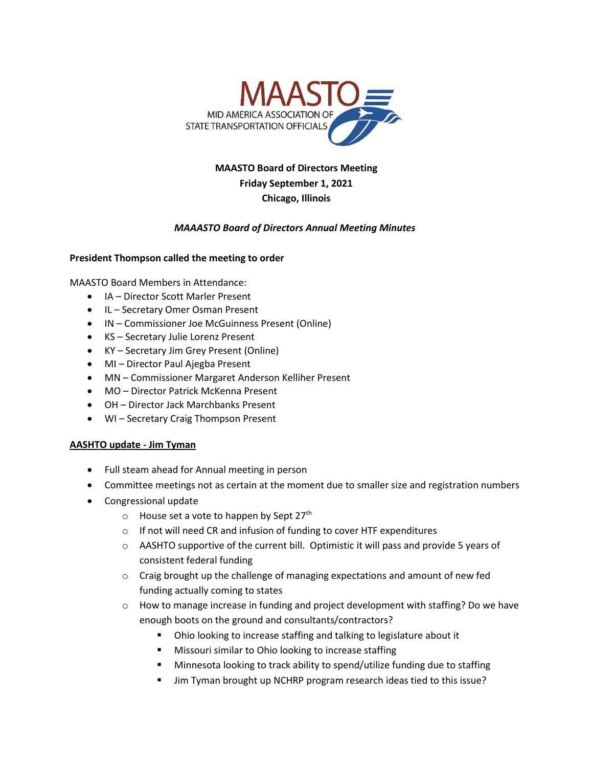MAASTO

MID AMERICA ASSOCIATION OF STATE TRANSPORTATION OFFICIALS

**MAASTO Board of Directors Meeting**
**Friday September 1, 2021**
**Chicago, Illinois**

***MAAASTO Board of Directors Annual Meeting Minutes***

**President Thompson called the meeting to order**

MAASTO Board Members in Attendance:

- IA – Director Scott Marler Present
- IL – Secretary Omer Osman Present
- IN – Commissioner Joe McGuinness Present (Online)
- KS – Secretary Julie Lorenz Present
- KY – Secretary Jim Grey Present (Online)
- MI – Director Paul Ajegba Present
- MN – Commissioner Margaret Anderson Kelliher Present
- MO – Director Patrick McKenna Present
- OH – Director Jack Marchbanks Present
- WI – Secretary Craig Thompson Present

**AASHTO update - Jim Tyman**

- Full steam ahead for Annual meeting in person
- Committee meetings not as certain at the moment due to smaller size and registration numbers
- Congressional update
    - House set a vote to happen by Sept 27th
    - If not will need CR and infusion of funding to cover HTF expenditures
    - AASHTO supportive of the current bill. Optimistic it will pass and provide 5 years of consistent federal funding
    - Craig brought up the challenge of managing expectations and amount of new fed funding actually coming to states
    - How to manage increase in funding and project development with staffing? Do we have enough boots on the ground and consultants/contractors?
        - Ohio looking to increase staffing and talking to legislature about it
        - Missouri similar to Ohio looking to increase staffing
        - Minnesota looking to track ability to spend/utilize funding due to staffing
        - Jim Tyman brought up NCHRP program research ideas tied to this issue?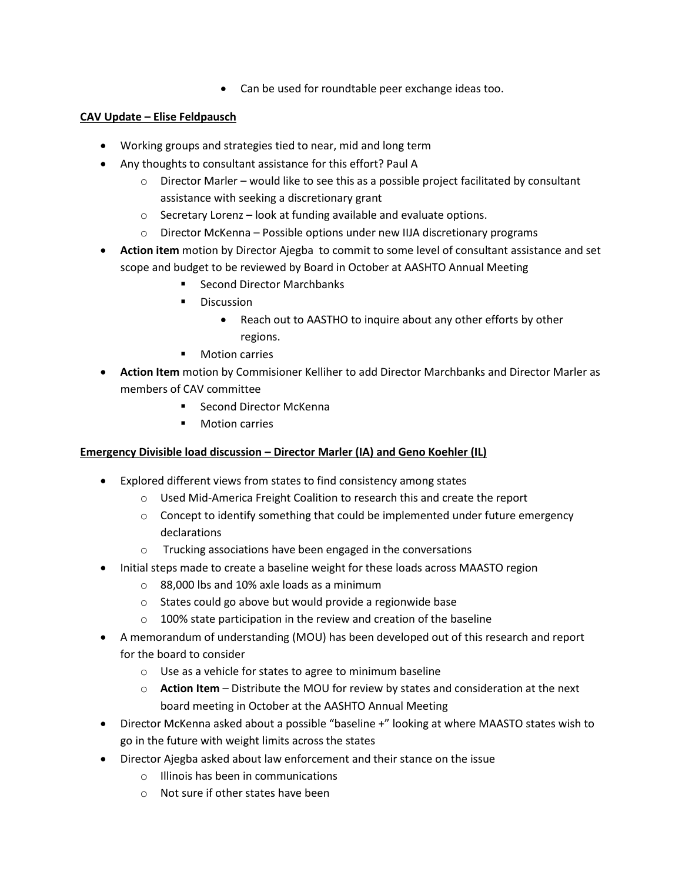- Can be used for roundtable peer exchange ideas too.

**CAV Update – Elise Feldpausch**

- Working groups and strategies tied to near, mid and long term
- Any thoughts to consultant assistance for this effort? Paul A
  - Director Marler – would like to see this as a possible project facilitated by consultant assistance with seeking a discretionary grant
  - Secretary Lorenz – look at funding available and evaluate options.
  - Director McKenna – Possible options under new IIJA discretionary programs
- **Action item** motion by Director Ajegba to commit to some level of consultant assistance and set scope and budget to be reviewed by Board in October at AASHTO Annual Meeting
  - Second Director Marchbanks
  - Discussion
    - Reach out to AASTHO to inquire about any other efforts by other regions.
  - Motion carries
- **Action Item** motion by Commisioner Kelliher to add Director Marchbanks and Director Marler as members of CAV committee
  - Second Director McKenna
  - Motion carries

**Emergency Divisible load discussion – Director Marler (IA) and Geno Koehler (IL)**

- Explored different views from states to find consistency among states
  - Used Mid-America Freight Coalition to research this and create the report
  - Concept to identify something that could be implemented under future emergency declarations
  - Trucking associations have been engaged in the conversations
- Initial steps made to create a baseline weight for these loads across MAASTO region
  - 88,000 lbs and 10% axle loads as a minimum
  - States could go above but would provide a regionwide base
  - 100% state participation in the review and creation of the baseline
- A memorandum of understanding (MOU) has been developed out of this research and report for the board to consider
  - Use as a vehicle for states to agree to minimum baseline
  - **Action Item** – Distribute the MOU for review by states and consideration at the next board meeting in October at the AASHTO Annual Meeting
- Director McKenna asked about a possible "baseline +" looking at where MAASTO states wish to go in the future with weight limits across the states
- Director Ajegba asked about law enforcement and their stance on the issue
  - Illinois has been in communications
  - Not sure if other states have been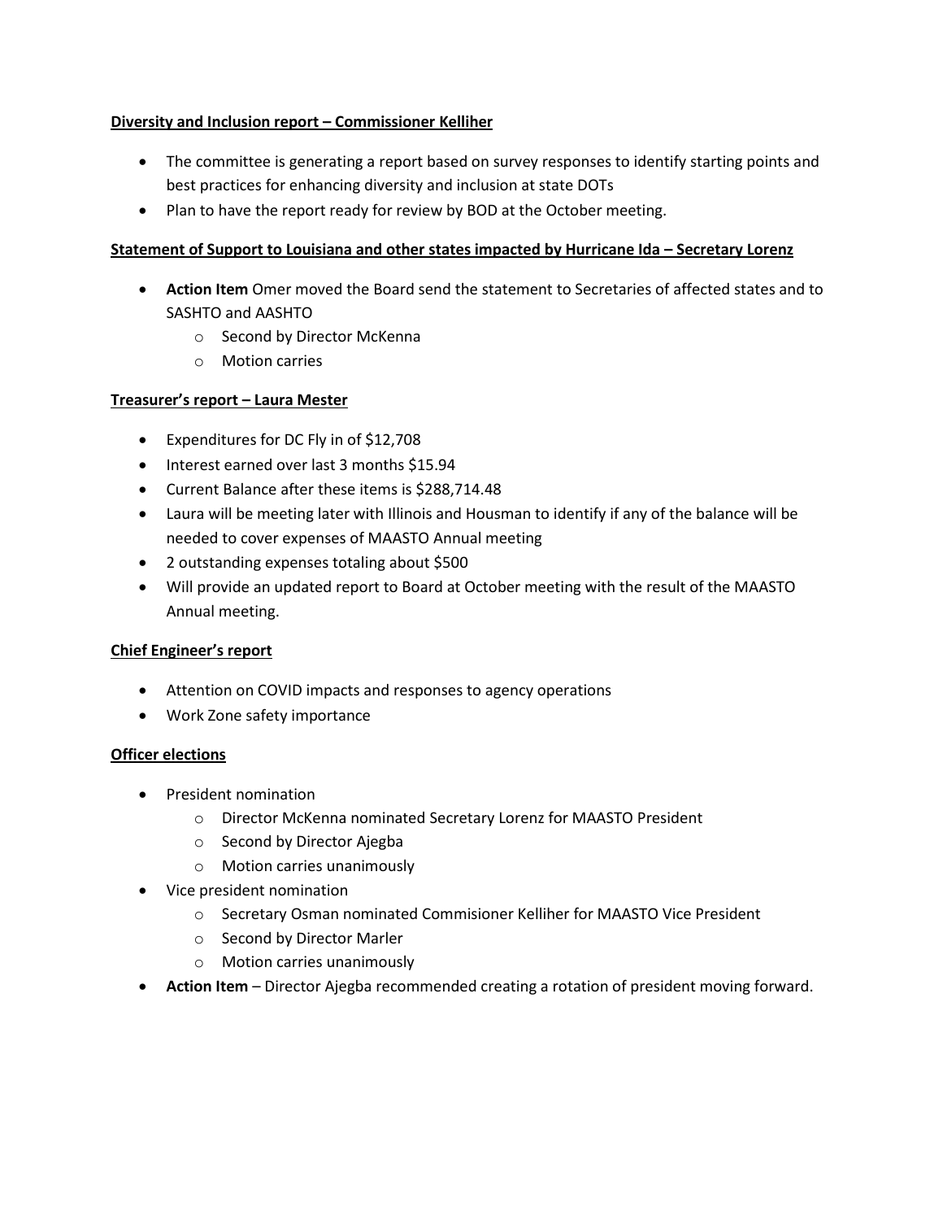**<u>Diversity and Inclusion report – Commissioner Kelliher</u>**

- The committee is generating a report based on survey responses to identify starting points and best practices for enhancing diversity and inclusion at state DOTs
- Plan to have the report ready for review by BOD at the October meeting.

**<u>Statement of Support to Louisiana and other states impacted by Hurricane Ida – Secretary Lorenz</u>**

- **Action Item** Omer moved the Board send the statement to Secretaries of affected states and to SASHTO and AASHTO
  - Second by Director McKenna
  - Motion carries

**<u>Treasurer's report – Laura Mester</u>**

- Expenditures for DC Fly in of $12,708
- Interest earned over last 3 months $15.94
- Current Balance after these items is $288,714.48
- Laura will be meeting later with Illinois and Housman to identify if any of the balance will be needed to cover expenses of MAASTO Annual meeting
- 2 outstanding expenses totaling about $500
- Will provide an updated report to Board at October meeting with the result of the MAASTO Annual meeting.

**<u>Chief Engineer's report</u>**

- Attention on COVID impacts and responses to agency operations
- Work Zone safety importance

**<u>Officer elections</u>**

- President nomination
  - Director McKenna nominated Secretary Lorenz for MAASTO President
  - Second by Director Ajegba
  - Motion carries unanimously
- Vice president nomination
  - Secretary Osman nominated Commisioner Kelliher for MAASTO Vice President
  - Second by Director Marler
  - Motion carries unanimously
- **Action Item** – Director Ajegba recommended creating a rotation of president moving forward.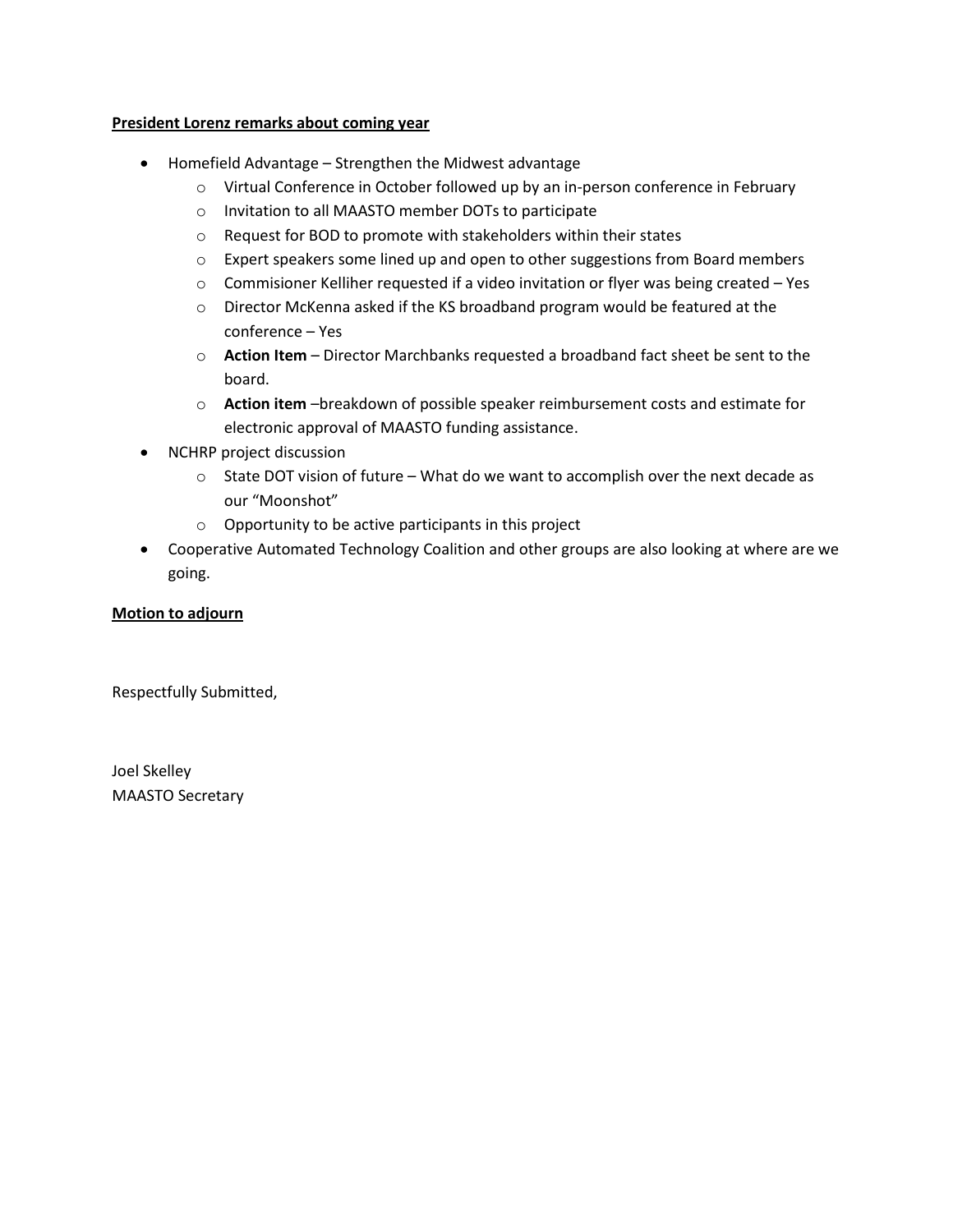**<u>President Lorenz remarks about coming year</u>**

- Homefield Advantage – Strengthen the Midwest advantage
  - Virtual Conference in October followed up by an in-person conference in February
  - Invitation to all MAASTO member DOTs to participate
  - Request for BOD to promote with stakeholders within their states
  - Expert speakers some lined up and open to other suggestions from Board members
  - Commisioner Kelliher requested if a video invitation or flyer was being created – Yes
  - Director McKenna asked if the KS broadband program would be featured at the conference – Yes
  - **Action Item** – Director Marchbanks requested a broadband fact sheet be sent to the board.
  - **Action item** –breakdown of possible speaker reimbursement costs and estimate for electronic approval of MAASTO funding assistance.
- NCHRP project discussion
  - State DOT vision of future – What do we want to accomplish over the next decade as our "Moonshot"
  - Opportunity to be active participants in this project
- Cooperative Automated Technology Coalition and other groups are also looking at where are we going.

**<u>Motion to adjourn</u>**

Respectfully Submitted,

Joel Skelley
MAASTO Secretary